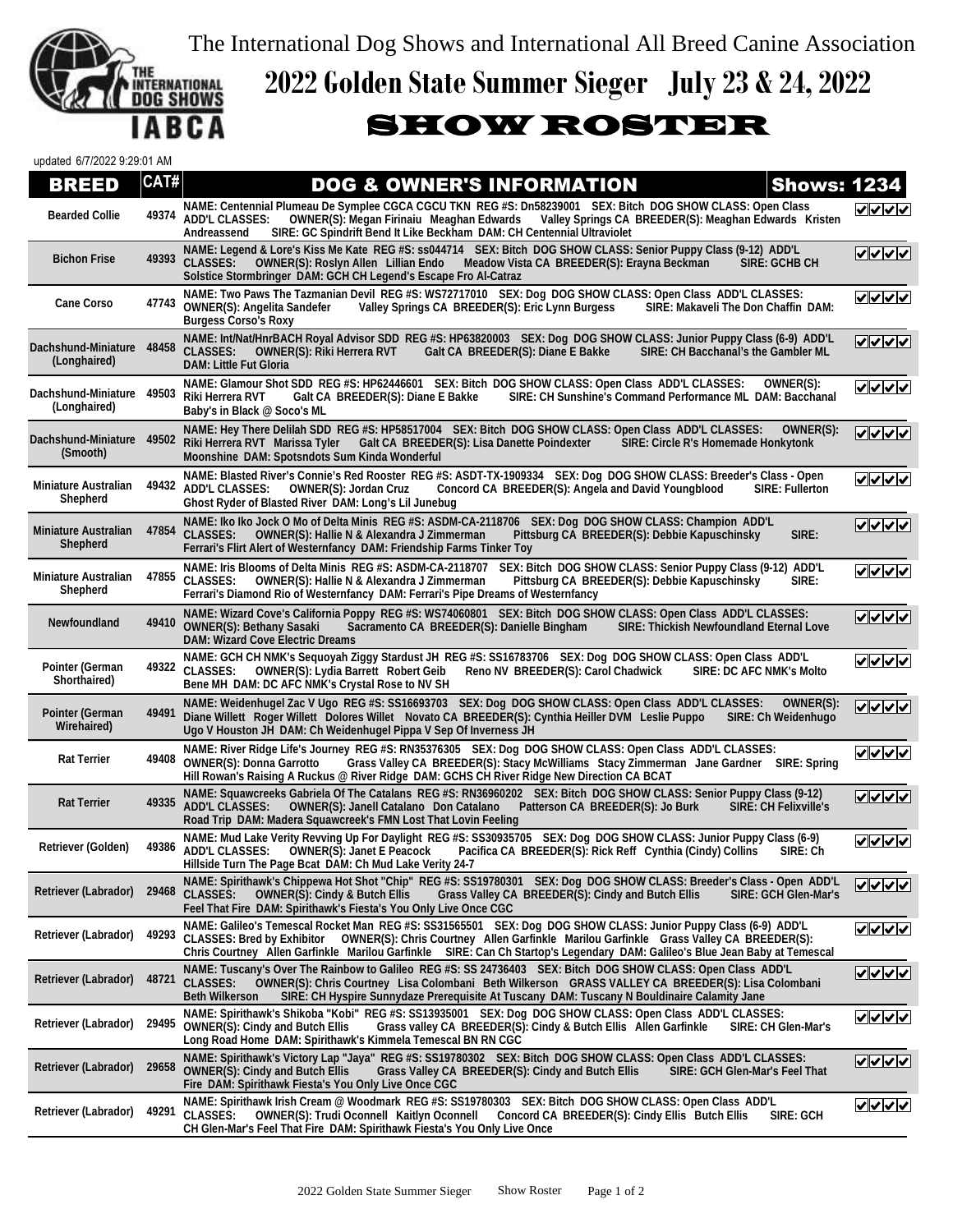The International Dog Shows and International All Breed Canine Association

# 2022 Golden State Summer Sieger July 23 & 24, 2022

## SHOW ROSTER

updated 6/7/2022 9:29:01 AM

| BREED | CAT# | DOG & OWNER'S INFORMATION | Shows: 1234 |
|---|---|---|---|
| Bearded Collie | 49374 | NAME: Centennial Plumeau De Symplee CGCA CGCU TKN REG #S: Dn58239001 SEX: Bitch DOG SHOW CLASS: Open Class ADD'L CLASSES: OWNER(S): Megan Firinaiu Meaghan Edwards Valley Springs CA BREEDER(S): Meaghan Edwards Kristen Andreassend SIRE: GC Spindrift Bend It Like Beckham DAM: CH Centennial Ultraviolet | ✔✔✔✔ |
| Bichon Frise | 49393 | NAME: Legend & Lore's Kiss Me Kate REG #S: ss044714 SEX: Bitch DOG SHOW CLASS: Senior Puppy Class (9-12) ADD'L CLASSES: OWNER(S): Roslyn Allen Lillian Endo Meadow Vista CA BREEDER(S): Erayna Beckman SIRE: GCHB CH Solstice Stormbringer DAM: GCH CH Legend's Escape Fro Al-Catraz | ✔✔✔✔ |
| Cane Corso | 47743 | NAME: Two Paws The Tazmanian Devil REG #S: WS72717010 SEX: Dog DOG SHOW CLASS: Open Class ADD'L CLASSES: OWNER(S): Angelita Sandefer Valley Springs CA BREEDER(S): Eric Lynn Burgess SIRE: Makaveli The Don Chaffin DAM: Burgess Corso's Roxy | ✔✔✔✔ |
| Dachshund-Miniature (Longhaired) | 48458 | NAME: Int/Nat/HnrBACH Royal Advisor SDD REG #S: HP63820003 SEX: Dog DOG SHOW CLASS: Junior Puppy Class (6-9) ADD'L CLASSES: OWNER(S): Riki Herrera RVT Galt CA BREEDER(S): Diane E Bakke SIRE: CH Bacchanal's the Gambler ML DAM: Little Fut Gloria | ✔✔✔✔ |
| Dachshund-Miniature (Longhaired) | 49503 | NAME: Glamour Shot SDD REG #S: HP62446601 SEX: Bitch DOG SHOW CLASS: Open Class ADD'L CLASSES: OWNER(S): Riki Herrera RVT Galt CA BREEDER(S): Diane E Bakke SIRE: CH Sunshine's Command Performance ML DAM: Bacchanal Baby's in Black @ Soco's ML | ✔✔✔✔ |
| Dachshund-Miniature (Smooth) | 49502 | NAME: Hey There Delilah SDD REG #S: HP58517004 SEX: Bitch DOG SHOW CLASS: Open Class ADD'L CLASSES: OWNER(S): Riki Herrera RVT Marissa Tyler Galt CA BREEDER(S): Lisa Danette Poindexter SIRE: Circle R's Homemade Honkytonk Moonshine DAM: Spotsndots Sum Kinda Wonderful | ✔✔✔✔ |
| Miniature Australian Shepherd | 49432 | NAME: Blasted River's Connie's Red Rooster REG #S: ASDT-TX-1909334 SEX: Dog DOG SHOW CLASS: Breeder's Class - Open ADD'L CLASSES: OWNER(S): Jordan Cruz Concord CA BREEDER(S): Angela and David Youngblood SIRE: Fullerton Ghost Ryder of Blasted River DAM: Long's Lil Junebug | ✔✔✔✔ |
| Miniature Australian Shepherd | 47854 | NAME: Iko Iko Jock O Mo of Delta Minis REG #S: ASDM-CA-2118706 SEX: Dog DOG SHOW CLASS: Champion ADD'L CLASSES: OWNER(S): Hallie N & Alexandra J Zimmerman Pittsburg CA BREEDER(S): Debbie Kapuschinsky SIRE: Ferrari's Flirt Alert of Westernfancy DAM: Friendship Farms Tinker Toy | ✔✔✔✔ |
| Miniature Australian Shepherd | 47855 | NAME: Iris Blooms of Delta Minis REG #S: ASDM-CA-2118707 SEX: Bitch DOG SHOW CLASS: Senior Puppy Class (9-12) ADD'L CLASSES: OWNER(S): Hallie N & Alexandra J Zimmerman Pittsburg CA BREEDER(S): Debbie Kapuschinsky SIRE: Ferrari's Diamond Rio of Westernfancy DAM: Ferrari's Pipe Dreams of Westernfancy | ✔✔✔✔ |
| Newfoundland | 49410 | NAME: Wizard Cove's California Poppy REG #S: WS74060801 SEX: Bitch DOG SHOW CLASS: Open Class ADD'L CLASSES: OWNER(S): Bethany Sasaki Sacramento CA BREEDER(S): Danielle Bingham SIRE: Thickish Newfoundland Eternal Love DAM: Wizard Cove Electric Dreams | ✔✔✔✔ |
| Pointer (German Shorthaired) | 49322 | NAME: GCH CH NMK's Sequoyah Ziggy Stardust JH REG #S: SS16783706 SEX: Dog DOG SHOW CLASS: Open Class ADD'L CLASSES: OWNER(S): Lydia Barrett Robert Geib Reno NV BREEDER(S): Carol Chadwick SIRE: DC AFC NMK's Molto Bene MH DAM: DC AFC NMK's Crystal Rose to NV SH | ✔✔✔✔ |
| Pointer (German Wirehaired) | 49491 | NAME: Weidenhugel Zac V Ugo REG #S: SS16693703 SEX: Dog DOG SHOW CLASS: Open Class ADD'L CLASSES: OWNER(S): Diane Willett Roger Willett Dolores Willet Novato CA BREEDER(S): Cynthia Heiller DVM Leslie Puppo SIRE: Ch Weidenhugo Ugo V Houston JH DAM: Ch Weidenhugel Pippa V Sep Of Inverness JH | ✔✔✔✔ |
| Rat Terrier | 49408 | NAME: River Ridge Life's Journey REG #S: RN35376305 SEX: Dog DOG SHOW CLASS: Open Class ADD'L CLASSES: OWNER(S): Donna Garrotto Grass Valley CA BREEDER(S): Stacy McWilliams Stacy Zimmerman Jane Gardner SIRE: Spring Hill Rowan's Raising A Ruckus @ River Ridge DAM: GCHS CH River Ridge New Direction CA BCAT | ✔✔✔✔ |
| Rat Terrier | 49335 | NAME: Squawcreeks Gabriela Of The Catalans REG #S: RN36960202 SEX: Bitch DOG SHOW CLASS: Senior Puppy Class (9-12) ADD'L CLASSES: OWNER(S): Janell Catalano Don Catalano Patterson CA BREEDER(S): Jo Burk SIRE: CH Felixville's Road Trip DAM: Madera Squawcreek's FMN Lost That Lovin Feeling | ✔✔✔✔ |
| Retriever (Golden) | 49386 | NAME: Mud Lake Verity Revving Up For Daylight REG #S: SS30935705 SEX: Dog DOG SHOW CLASS: Junior Puppy Class (6-9) ADD'L CLASSES: OWNER(S): Janet E Peacock Pacifica CA BREEDER(S): Rick Reff Cynthia (Cindy) Collins SIRE: Ch Hillside Turn The Page Bcat DAM: Ch Mud Lake Verity 24-7 | ✔✔✔✔ |
| Retriever (Labrador) | 29468 | NAME: Spirithawk's Chippewa Hot Shot "Chip" REG #S: SS19780301 SEX: Dog DOG SHOW CLASS: Breeder's Class - Open ADD'L CLASSES: OWNER(S): Cindy & Butch Ellis Grass Valley CA BREEDER(S): Cindy and Butch Ellis SIRE: GCH Glen-Mar's Feel That Fire DAM: Spirithawk's Fiesta's You Only Live Once CGC | ✔✔✔✔ |
| Retriever (Labrador) | 49293 | NAME: Galileo's Temescal Rocket Man REG #S: SS31565501 SEX: Dog DOG SHOW CLASS: Junior Puppy Class (6-9) ADD'L CLASSES: Bred by Exhibitor OWNER(S): Chris Courtney Allen Garfinkle Marilou Garfinkle Grass Valley CA BREEDER(S): Chris Courtney Allen Garfinkle Marilou Garfinkle SIRE: Can Ch Startop's Legendary DAM: Galileo's Blue Jean Baby at Temescal | ✔✔✔✔ |
| Retriever (Labrador) | 48721 | NAME: Tuscany's Over The Rainbow to Galileo REG #S: SS 24736403 SEX: Bitch DOG SHOW CLASS: Open Class ADD'L CLASSES: OWNER(S): Chris Courtney Lisa Colombani Beth Wilkerson GRASS VALLEY CA BREEDER(S): Lisa Colombani Beth Wilkerson SIRE: CH Hyspire Sunnydaze Prerequisite At Tuscany DAM: Tuscany N Bouldinaire Calamity Jane | ✔✔✔✔ |
| Retriever (Labrador) | 29495 | NAME: Spirithawk's Shikoba "Kobi" REG #S: SS13935001 SEX: Dog DOG SHOW CLASS: Open Class ADD'L CLASSES: OWNER(S): Cindy and Butch Ellis Grass valley CA BREEDER(S): Cindy & Butch Ellis Allen Garfinkle SIRE: CH Glen-Mar's Long Road Home DAM: Spirithawk's Kimmela Temescal BN RN CGC | ✔✔✔✔ |
| Retriever (Labrador) | 29658 | NAME: Spirithawk's Victory Lap "Jaya" REG #S: SS19780302 SEX: Bitch DOG SHOW CLASS: Open Class ADD'L CLASSES: OWNER(S): Cindy and Butch Ellis Grass Valley CA BREEDER(S): Cindy and Butch Ellis SIRE: GCH Glen-Mar's Feel That Fire DAM: Spirithawk's Fiesta's You Only Live Once CGC | ✔✔✔✔ |
| Retriever (Labrador) | 49291 | NAME: Spirithawk Irish Cream @ Woodmark REG #S: SS19780303 SEX: Bitch DOG SHOW CLASS: Open Class ADD'L CLASSES: OWNER(S): Trudi Oconnell Kaitlyn Oconnell Concord CA BREEDER(S): Cindy Ellis Butch Ellis SIRE: GCH CH Glen-Mar's Feel That Fire DAM: Spirithawk Fiesta's You Only Live Once | ✔✔✔✔ |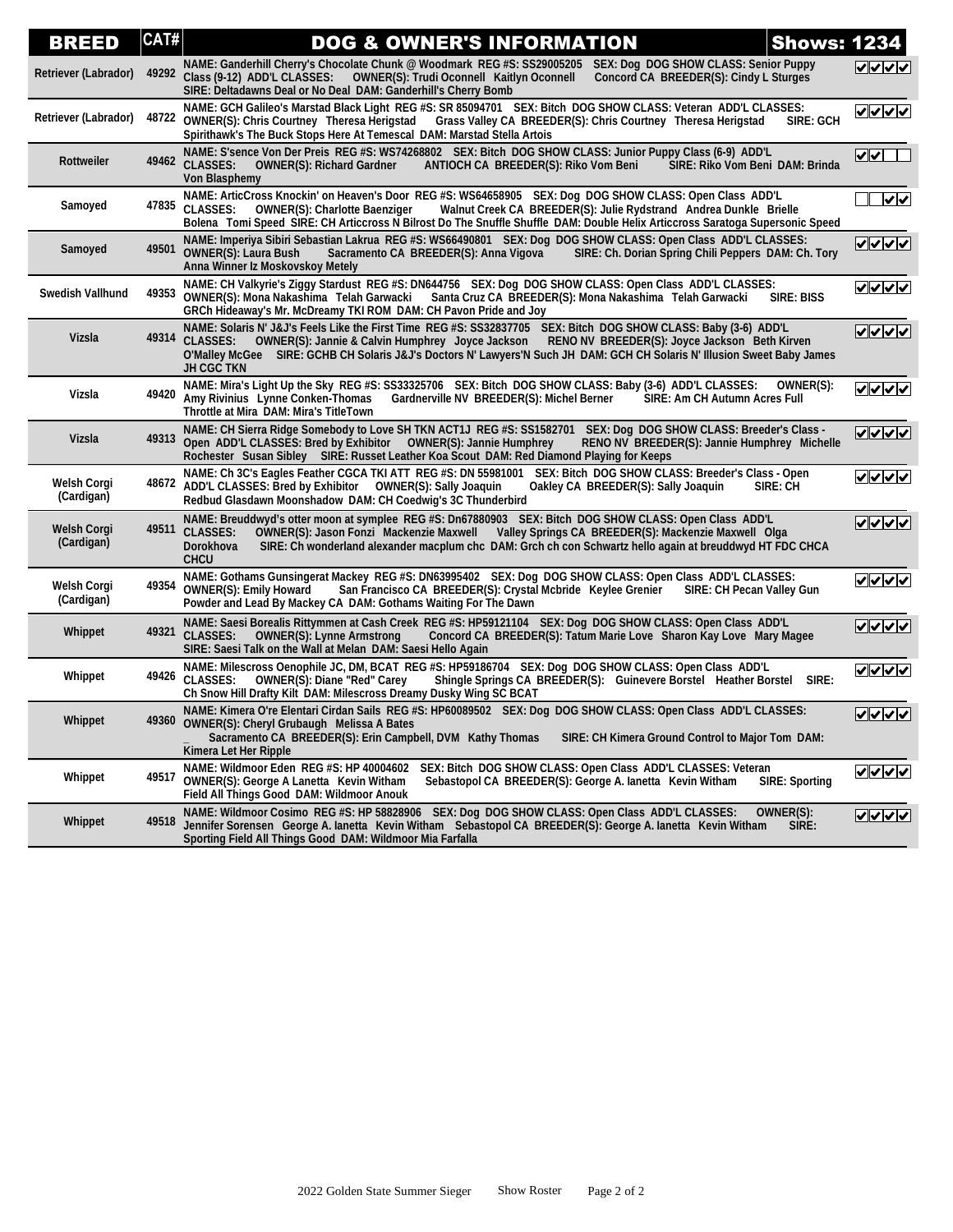| BREED | CAT# | DOG & OWNER'S INFORMATION | Shows: 1234 |
|---|---|---|---|
| Retriever (Labrador) | 49292 | NAME: Ganderhill Cherry's Chocolate Chunk @ Woodmark REG #S: SS29005205 SEX: Dog DOG SHOW CLASS: Senior Puppy Class (9-12) ADD'L CLASSES: OWNER(S): Trudi Oconnell Kaitlyn Oconnell Concord CA BREEDER(S): Cindy L Sturges SIRE: Deltadawns Deal or No Deal DAM: Ganderhill's Cherry Bomb | ✔✔✔✔ |
| Retriever (Labrador) | 48722 | NAME: GCH Galileo's Marstad Black Light REG #S: SR 85094701 SEX: Bitch DOG SHOW CLASS: Veteran ADD'L CLASSES: OWNER(S): Chris Courtney Theresa Herigstad Grass Valley CA BREEDER(S): Chris Courtney Theresa Herigstad SIRE: GCH Spirithawk's The Buck Stops Here At Temescal DAM: Marstad Stella Artois | ✔✔✔✔ |
| Rottweiler | 49462 | NAME: S'sence Von Der Preis REG #S: WS74268802 SEX: Bitch DOG SHOW CLASS: Junior Puppy Class (6-9) ADD'L CLASSES: OWNER(S): Richard Gardner ANTIOCH CA BREEDER(S): Riko Vom Beni SIRE: Riko Vom Beni DAM: Brinda Von Blasphemy | ✔✔☐☐ |
| Samoyed | 47835 | NAME: ArticCross Knockin' on Heaven's Door REG #S: WS64658905 SEX: Dog DOG SHOW CLASS: Open Class ADD'L CLASSES: OWNER(S): Charlotte Baenziger Walnut Creek CA BREEDER(S): Julie Rydstrand Andrea Dunkle Brielle Bolena Tomi Speed SIRE: CH Articcross N Bilrost Do The Snuffle Shuffle DAM: Double Helix Articcross Saratoga Supersonic Speed | ☐☐✔✔ |
| Samoyed | 49501 | NAME: Imperiya Sibiri Sebastian Lakrua REG #S: WS66490801 SEX: Dog DOG SHOW CLASS: Open Class ADD'L CLASSES: OWNER(S): Laura Bush Sacramento CA BREEDER(S): Anna Vigova SIRE: Ch. Dorian Spring Chili Peppers DAM: Ch. Tory Anna Winner Iz Moskovskoy Metely | ✔✔✔✔ |
| Swedish Vallhund | 49353 | NAME: CH Valkyrie's Ziggy Stardust REG #S: DN644756 SEX: Dog DOG SHOW CLASS: Open Class ADD'L CLASSES: OWNER(S): Mona Nakashima Telah Garwacki Santa Cruz CA BREEDER(S): Mona Nakashima Telah Garwacki SIRE: BISS GRCh Hideaway's Mr. McDreamy TKI ROM DAM: CH Pavon Pride and Joy | ✔✔✔✔ |
| Vizsla | 49314 | NAME: Solaris N' J&J's Feels Like the First Time REG #S: SS32837705 SEX: Bitch DOG SHOW CLASS: Baby (3-6) ADD'L CLASSES: OWNER(S): Jannie & Calvin Humphrey Joyce Jackson RENO NV BREEDER(S): Joyce Jackson Beth Kirven O'Malley McGee SIRE: GCHB CH Solaris J&J's Doctors N' Lawyers'N Such JH DAM: GCH CH Solaris N' Illusion Sweet Baby James JH CGC TKN | ✔✔✔✔ |
| Vizsla | 49420 | NAME: Mira's Light Up the Sky REG #S: SS33325706 SEX: Bitch DOG SHOW CLASS: Baby (3-6) ADD'L CLASSES: OWNER(S): Amy Rivinius Lynne Conken-Thomas Gardnerville NV BREEDER(S): Michel Berner SIRE: Am CH Autumn Acres Full Throttle at Mira DAM: Mira's TitleTown | ✔✔✔✔ |
| Vizsla | 49313 | NAME: CH Sierra Ridge Somebody to Love SH TKN ACT1J REG #S: SS1582701 SEX: Dog DOG SHOW CLASS: Breeder's Class - Open ADD'L CLASSES: Bred by Exhibitor OWNER(S): Jannie Humphrey RENO NV BREEDER(S): Jannie Humphrey Michelle Rochester Susan Sibley SIRE: Russet Leather Koa Scout DAM: Red Diamond Playing for Keeps | ✔✔✔✔ |
| Welsh Corgi (Cardigan) | 48672 | NAME: Ch 3C's Eagles Feather CGCA TKI ATT REG #S: DN 55981001 SEX: Bitch DOG SHOW CLASS: Breeder's Class - Open ADD'L CLASSES: Bred by Exhibitor OWNER(S): Sally Joaquin Oakley CA BREEDER(S): Sally Joaquin SIRE: CH Redbud Glasdawn Moonshadow DAM: CH Coedwig's 3C Thunderbird | ✔✔✔✔ |
| Welsh Corgi (Cardigan) | 49511 | NAME: Breuddwyd's otter moon at symplee REG #S: Dn67880903 SEX: Bitch DOG SHOW CLASS: Open Class ADD'L CLASSES: OWNER(S): Jason Fonzi Mackenzie Maxwell Valley Springs CA BREEDER(S): Mackenzie Maxwell Olga Dorokhova SIRE: Ch wonderland alexander macplum chc DAM: Grch ch con Schwartz hello again at breuddwyd HT FDC CHCA CHCU | ✔✔✔✔ |
| Welsh Corgi (Cardigan) | 49354 | NAME: Gothams Gunsingerat Mackey REG #S: DN63995402 SEX: Dog DOG SHOW CLASS: Open Class ADD'L CLASSES: OWNER(S): Emily Howard San Francisco CA BREEDER(S): Crystal Mcbride Keylee Grenier SIRE: CH Pecan Valley Gun Powder and Lead By Mackey CA DAM: Gothams Waiting For The Dawn | ✔✔✔✔ |
| Whippet | 49321 | NAME: Saesi Borealis Rittymmen at Cash Creek REG #S: HP59121104 SEX: Dog DOG SHOW CLASS: Open Class ADD'L CLASSES: OWNER(S): Lynne Armstrong Concord CA BREEDER(S): Tatum Marie Love Sharon Kay Love Mary Magee SIRE: Saesi Talk on the Wall at Melan DAM: Saesi Hello Again | ✔✔✔✔ |
| Whippet | 49426 | NAME: Milescross Oenophile JC, DM, BCAT REG #S: HP59186704 SEX: Dog DOG SHOW CLASS: Open Class ADD'L CLASSES: OWNER(S): Diane "Red" Carey Shingle Springs CA BREEDER(S): Guinevere Borstel Heather Borstel SIRE: Ch Snow Hill Drafty Kilt DAM: Milescross Dreamy Dusky Wing SC BCAT | ✔✔✔✔ |
| Whippet | 49360 | NAME: Kimera O're Elentari Cirdan Sails REG #S: HP60089502 SEX: Dog DOG SHOW CLASS: Open Class ADD'L CLASSES: OWNER(S): Cheryl Grubaugh Melissa A Bates _ Sacramento CA BREEDER(S): Erin Campbell, DVM Kathy Thomas SIRE: CH Kimera Ground Control to Major Tom DAM: Kimera Let Her Ripple | ✔✔✔✔ |
| Whippet | 49517 | NAME: Wildmoor Eden REG #S: HP 40004602 SEX: Bitch DOG SHOW CLASS: Open Class ADD'L CLASSES: Veteran OWNER(S): George A Lanetta Kevin Witham Sebastopol CA BREEDER(S): George A. Ianetta Kevin Witham SIRE: Sporting Field All Things Good DAM: Wildmoor Anouk | ✔✔✔✔ |
| Whippet | 49518 | NAME: Wildmoor Cosimo REG #S: HP 58828906 SEX: Dog DOG SHOW CLASS: Open Class ADD'L CLASSES: OWNER(S): Jennifer Sorensen George A. Ianetta Kevin Witham Sebastopol CA BREEDER(S): George A. Ianetta Kevin Witham SIRE: Sporting Field All Things Good DAM: Wildmoor Mia Farfalla | ✔✔✔✔ |

2022 Golden State Summer Sieger Show Roster